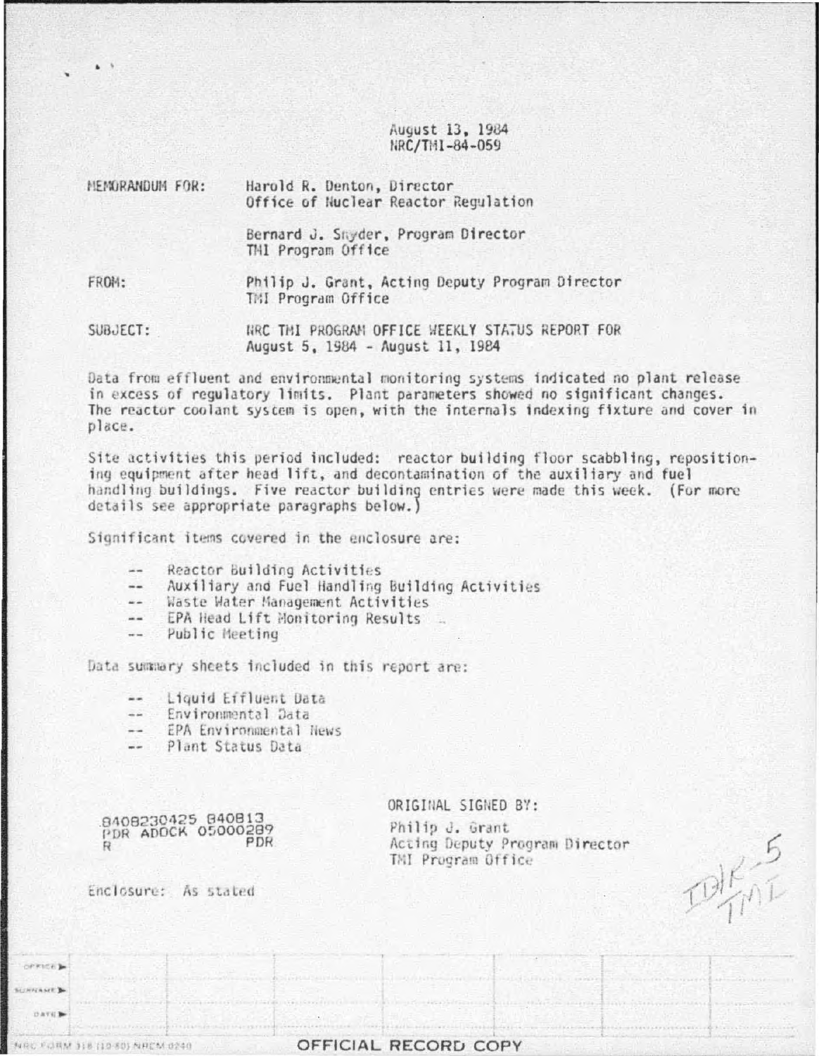August 13, 1984
NRC/TMI-84-059

MEMORANDUM FOR: Harold R. Denton, Director
Office of Nuclear Reactor Regulation

Bernard J. Snyder, Program Director
TMI Program Office

FROM: Philip J. Grant, Acting Deputy Program Director
TMI Program Office

SUBJECT: NRC TMI PROGRAM OFFICE WEEKLY STATUS REPORT FOR
August 5, 1984 - August 11, 1984

Data from effluent and environmental monitoring systems indicated no plant release in excess of regulatory limits. Plant parameters showed no significant changes. The reactor coolant system is open, with the internals indexing fixture and cover in place.

Site activities this period included: reactor building floor scabbling, repositioning equipment after head lift, and decontamination of the auxiliary and fuel handling buildings. Five reactor building entries were made this week. (For more details see appropriate paragraphs below.)

Significant items covered in the enclosure are:

- -- Reactor Building Activities
- -- Auxiliary and Fuel Handling Building Activities
- -- Waste Water Management Activities
- -- EPA Head Lift Monitoring Results
- -- Public Meeting

Data summary sheets included in this report are:

- -- Liquid Effluent Data
- -- Environmental Data
- -- EPA Environmental News
- -- Plant Status Data

8408230425 840813
PDR ADOCK 05000289
R PDR

ORIGINAL SIGNED BY:

Philip J. Grant
Acting Deputy Program Director
TMI Program Office

Enclosure: As stated

IDIR-5
TMI

| OFFICE ▶ | | | | | | | |
|---|---|---|---|---|---|---|---|
| SURNAME ▶ | | | | | | | |
| DATE ▶ | | | | | | | |

NRC FORM 318 (10-80) NRCM 0240

OFFICIAL RECORD COPY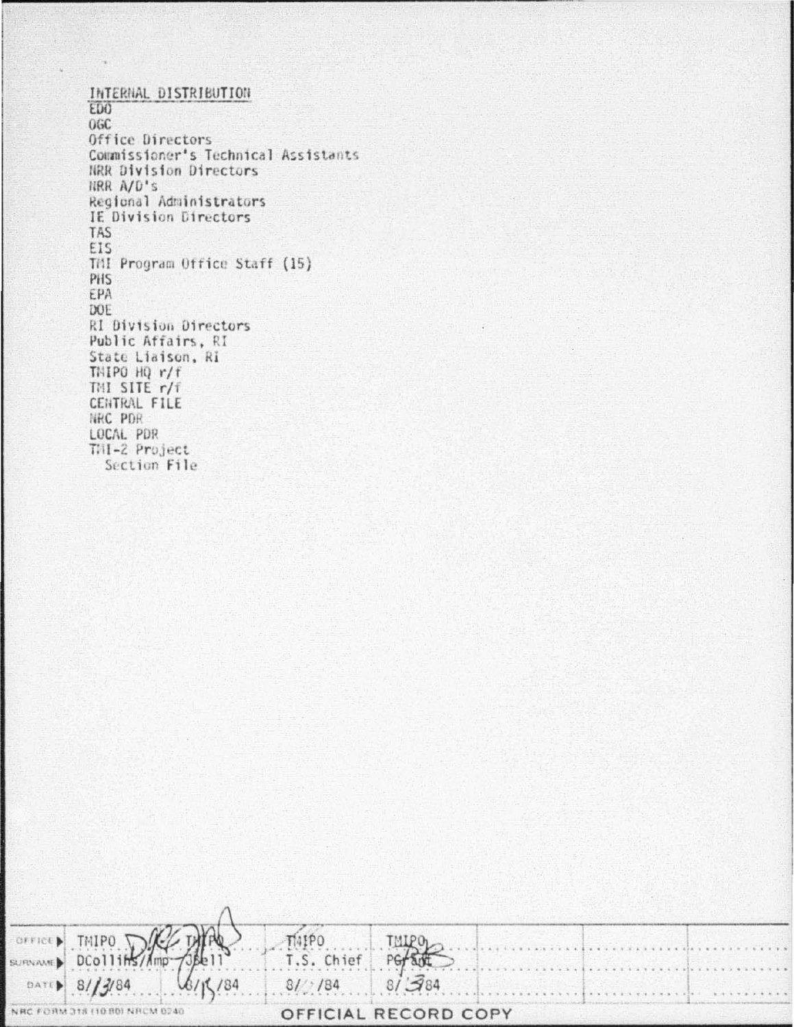INTERNAL DISTRIBUTION

EDO
OGC
Office Directors
Commissioner's Technical Assistants
NRR Division Directors
NRR A/D's
Regional Administrators
IE Division Directors
TAS
EIS
TMI Program Office Staff (15)
PHS
EPA
DOE
RI Division Directors
Public Affairs, RI
State Liaison, RI
TMIPO HQ r/f
TMI SITE r/f
CENTRAL FILE
NRC PDR
LOCAL PDR
TMI-2 Project
  Section File

| OFFICE | TMIPO | TMIPO | TMIPO | TMIPO | | | |
|---|---|---|---|---|---|---|---|
| SURNAME | DCollins/Amp | JBell | T.S. Chief | PGrant | | | |
| DATE | 8/13/84 | 8/15/84 | 8/ /84 | 8/ 3/84 | | | |

NRC FORM 318 (10 80) NRCM 0240

OFFICIAL RECORD COPY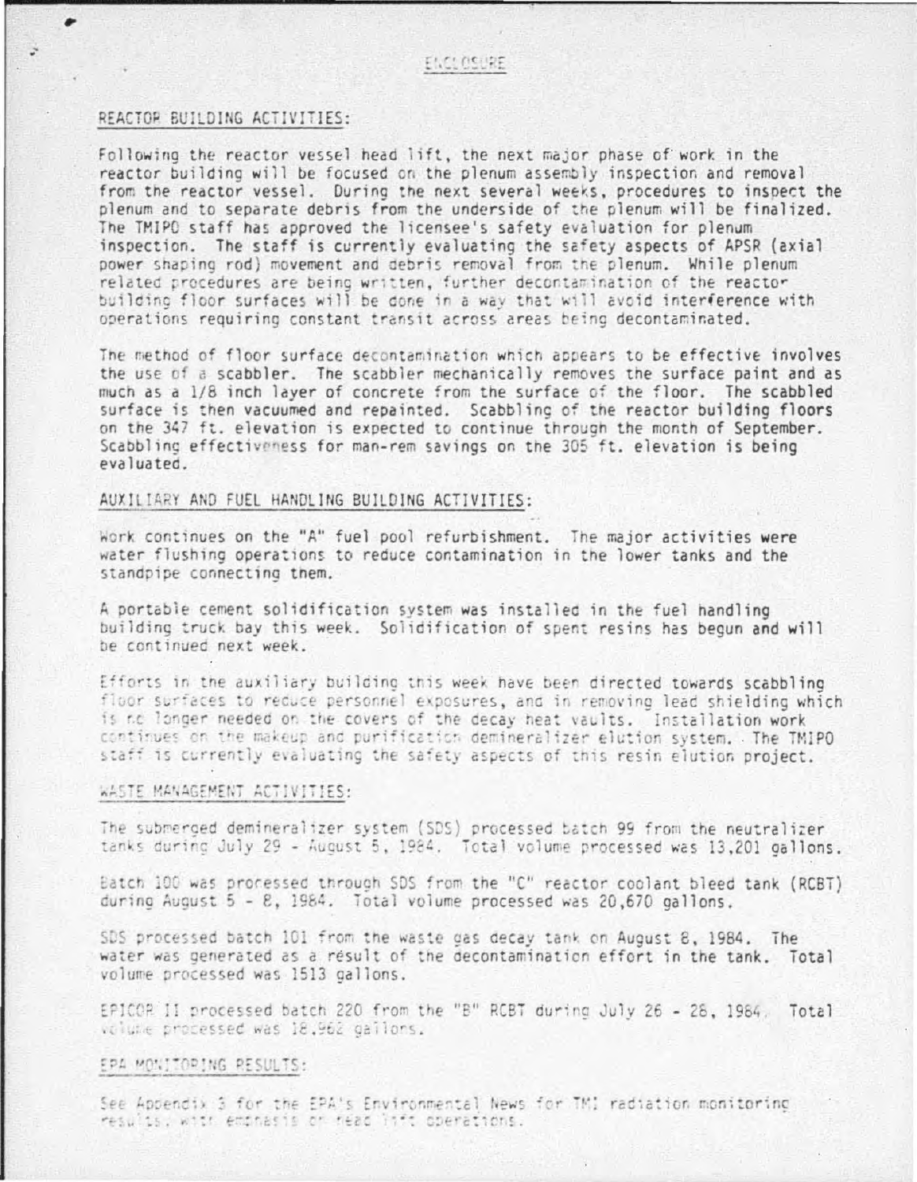ENCLOSURE

## REACTOR BUILDING ACTIVITIES:

Following the reactor vessel head lift, the next major phase of work in the reactor building will be focused on the plenum assembly inspection and removal from the reactor vessel. During the next several weeks, procedures to inspect the plenum and to separate debris from the underside of the plenum will be finalized. The TMIPO staff has approved the licensee's safety evaluation for plenum inspection. The staff is currently evaluating the safety aspects of APSR (axial power shaping rod) movement and debris removal from the plenum. While plenum related procedures are being written, further decontamination of the reactor building floor surfaces will be done in a way that will avoid interference with operations requiring constant transit across areas being decontaminated.

The method of floor surface decontamination which appears to be effective involves the use of a scabbler. The scabbler mechanically removes the surface paint and as much as a 1/8 inch layer of concrete from the surface of the floor. The scabbled surface is then vacuumed and repainted. Scabbling of the reactor building floors on the 347 ft. elevation is expected to continue through the month of September. Scabbling effectiveness for man-rem savings on the 305 ft. elevation is being evaluated.

## AUXILIARY AND FUEL HANDLING BUILDING ACTIVITIES:

Work continues on the "A" fuel pool refurbishment. The major activities were water flushing operations to reduce contamination in the lower tanks and the standpipe connecting them.

A portable cement solidification system was installed in the fuel handling building truck bay this week. Solidification of spent resins has begun and will be continued next week.

Efforts in the auxiliary building this week have been directed towards scabbling floor surfaces to reduce personnel exposures, and in removing lead shielding which is no longer needed on the covers of the decay heat vaults. Installation work continues on the makeup and purification demineralizer elution system. The TMIPO staff is currently evaluating the safety aspects of this resin elution project.

## WASTE MANAGEMENT ACTIVITIES:

The submerged demineralizer system (SDS) processed batch 99 from the neutralizer tanks during July 29 - August 5, 1984. Total volume processed was 13,201 gallons.

Batch 100 was processed through SDS from the "C" reactor coolant bleed tank (RCBT) during August 5 - 8, 1984. Total volume processed was 20,670 gallons.

SDS processed batch 101 from the waste gas decay tank on August 8, 1984. The water was generated as a result of the decontamination effort in the tank. Total volume processed was 1513 gallons.

EPICOR II processed batch 220 from the "B" RCBT during July 26 - 28, 1984. Total volume processed was 18,962 gallons.

## EPA MONITORING RESULTS:

See Appendix 3 for the EPA's Environmental News for TMI radiation monitoring results, with emphasis on head lift operations.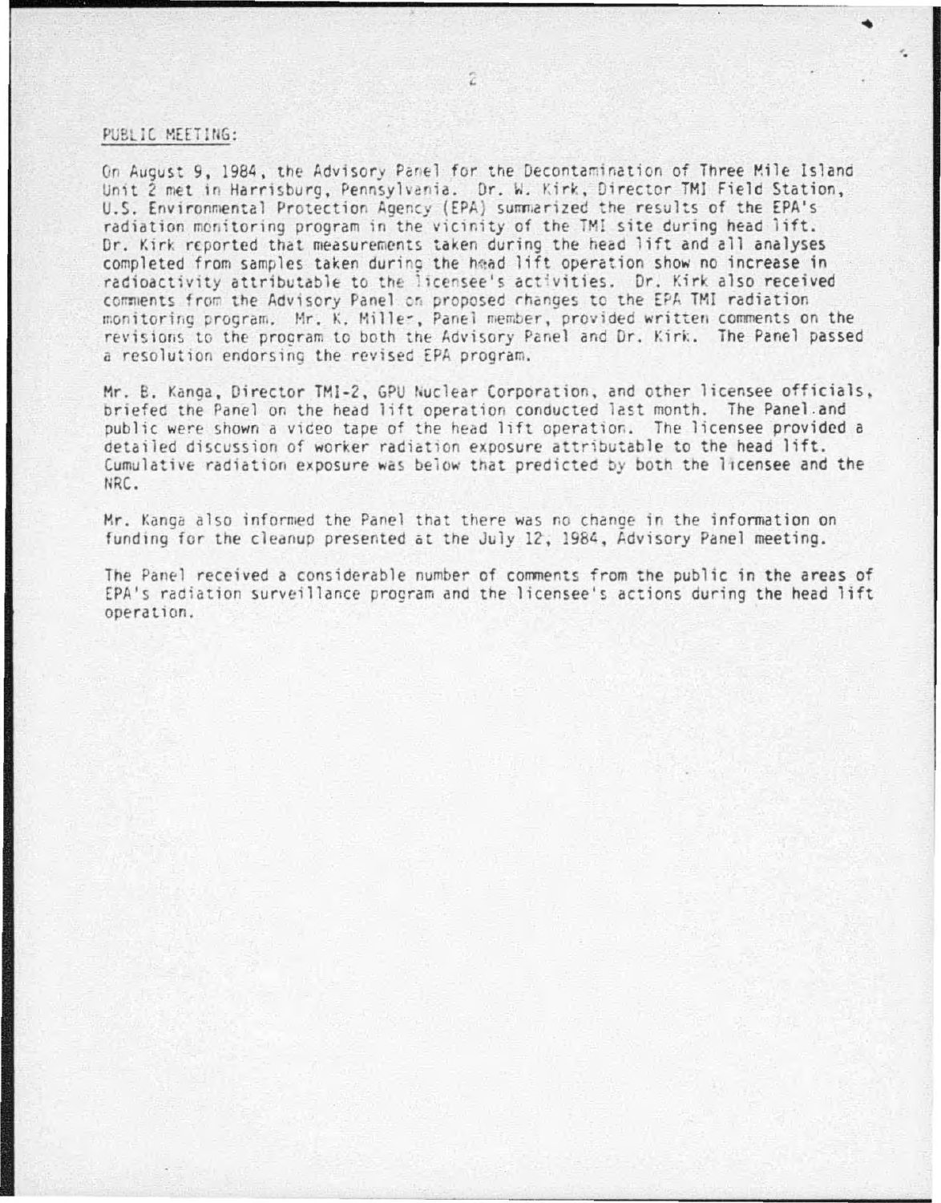PUBLIC MEETING:

On August 9, 1984, the Advisory Panel for the Decontamination of Three Mile Island Unit 2 met in Harrisburg, Pennsylvania. Dr. W. Kirk, Director TMI Field Station, U.S. Environmental Protection Agency (EPA) summarized the results of the EPA's radiation monitoring program in the vicinity of the TMI site during head lift. Dr. Kirk reported that measurements taken during the head lift and all analyses completed from samples taken during the head lift operation show no increase in radioactivity attributable to the licensee's activities. Dr. Kirk also received comments from the Advisory Panel on proposed changes to the EPA TMI radiation monitoring program. Mr. K. Miller, Panel member, provided written comments on the revisions to the program to both the Advisory Panel and Dr. Kirk. The Panel passed a resolution endorsing the revised EPA program.

Mr. B. Kanga, Director TMI-2, GPU Nuclear Corporation, and other licensee officials, briefed the Panel on the head lift operation conducted last month. The Panel and public were shown a video tape of the head lift operation. The licensee provided a detailed discussion of worker radiation exposure attributable to the head lift. Cumulative radiation exposure was below that predicted by both the licensee and the NRC.

Mr. Kanga also informed the Panel that there was no change in the information on funding for the cleanup presented at the July 12, 1984, Advisory Panel meeting.

The Panel received a considerable number of comments from the public in the areas of EPA's radiation surveillance program and the licensee's actions during the head lift operation.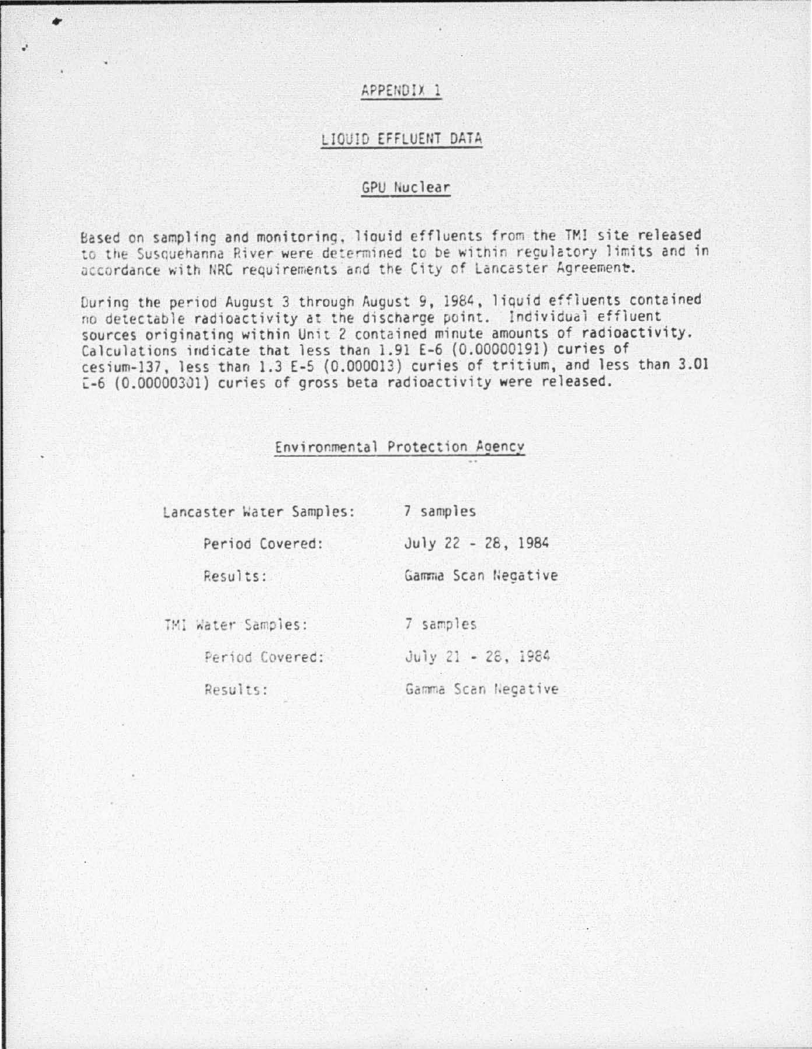# APPENDIX 1

## LIQUID EFFLUENT DATA

### GPU Nuclear

Based on sampling and monitoring, liquid effluents from the TMI site released to the Susquehanna River were determined to be within regulatory limits and in accordance with NRC requirements and the City of Lancaster Agreement.

During the period August 3 through August 9, 1984, liquid effluents contained no detectable radioactivity at the discharge point. Individual effluent sources originating within Unit 2 contained minute amounts of radioactivity. Calculations indicate that less than 1.91 E-6 (0.00000191) curies of cesium-137, less than 1.3 E-5 (0.000013) curies of tritium, and less than 3.01 E-6 (0.00000301) curies of gross beta radioactivity were released.

### Environmental Protection Agency

| | |
|---|---|
| Lancaster Water Samples: | 7 samples |
| Period Covered: | July 22 - 28, 1984 |
| Results: | Gamma Scan Negative |
| TMI Water Samples: | 7 samples |
| Period Covered: | July 21 - 28, 1984 |
| Results: | Gamma Scan Negative |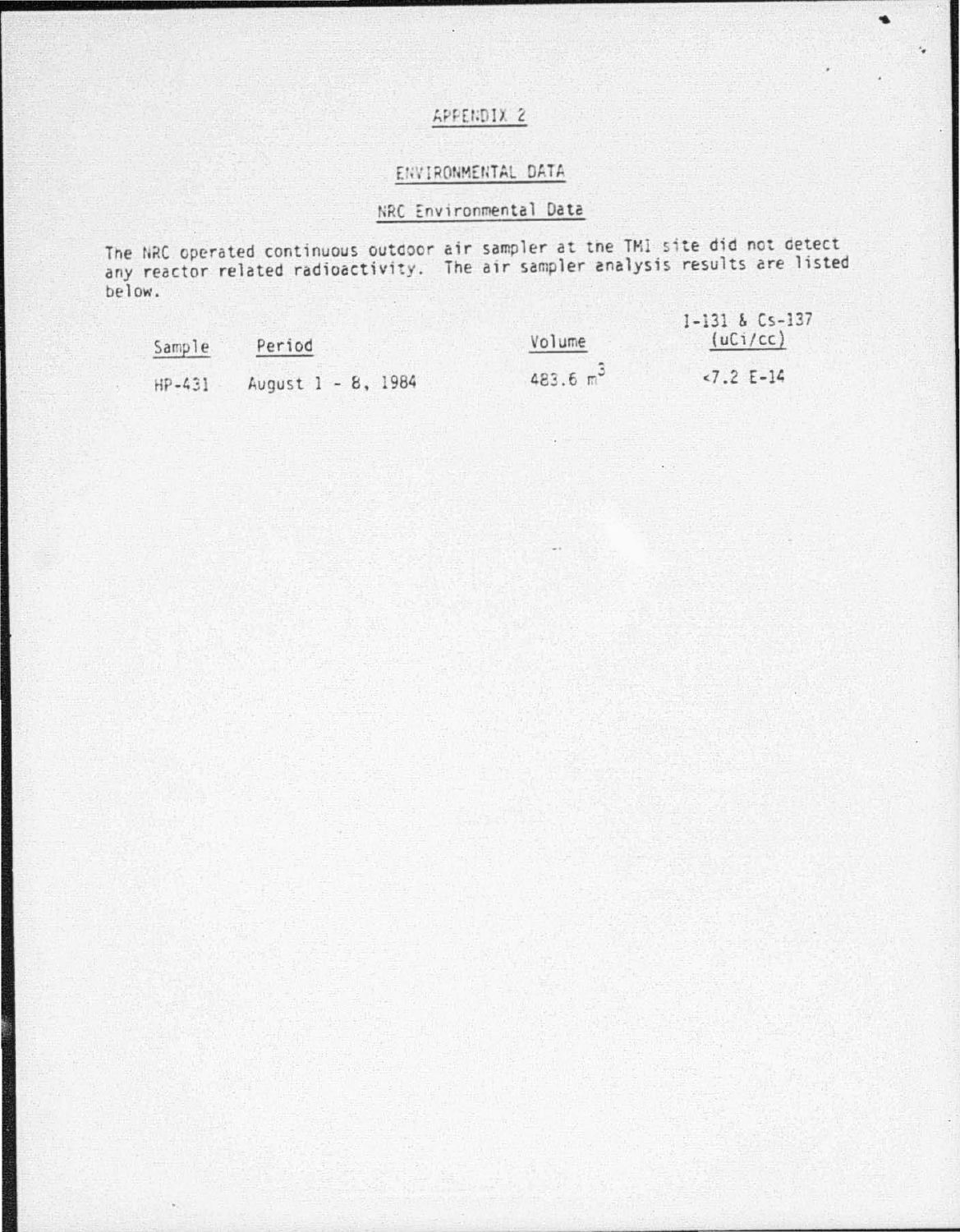# APPENDIX 2

## ENVIRONMENTAL DATA

### NRC Environmental Data

The NRC operated continuous outdoor air sampler at the TMI site did not detect any reactor related radioactivity. The air sampler analysis results are listed below.

| Sample | Period | Volume | I-131 & Cs-137 (uCi/cc) |
|---|---|---|---|
| HP-431 | August 1 - 8, 1984 | 483.6 $m^3$ | <7.2 E-14 |